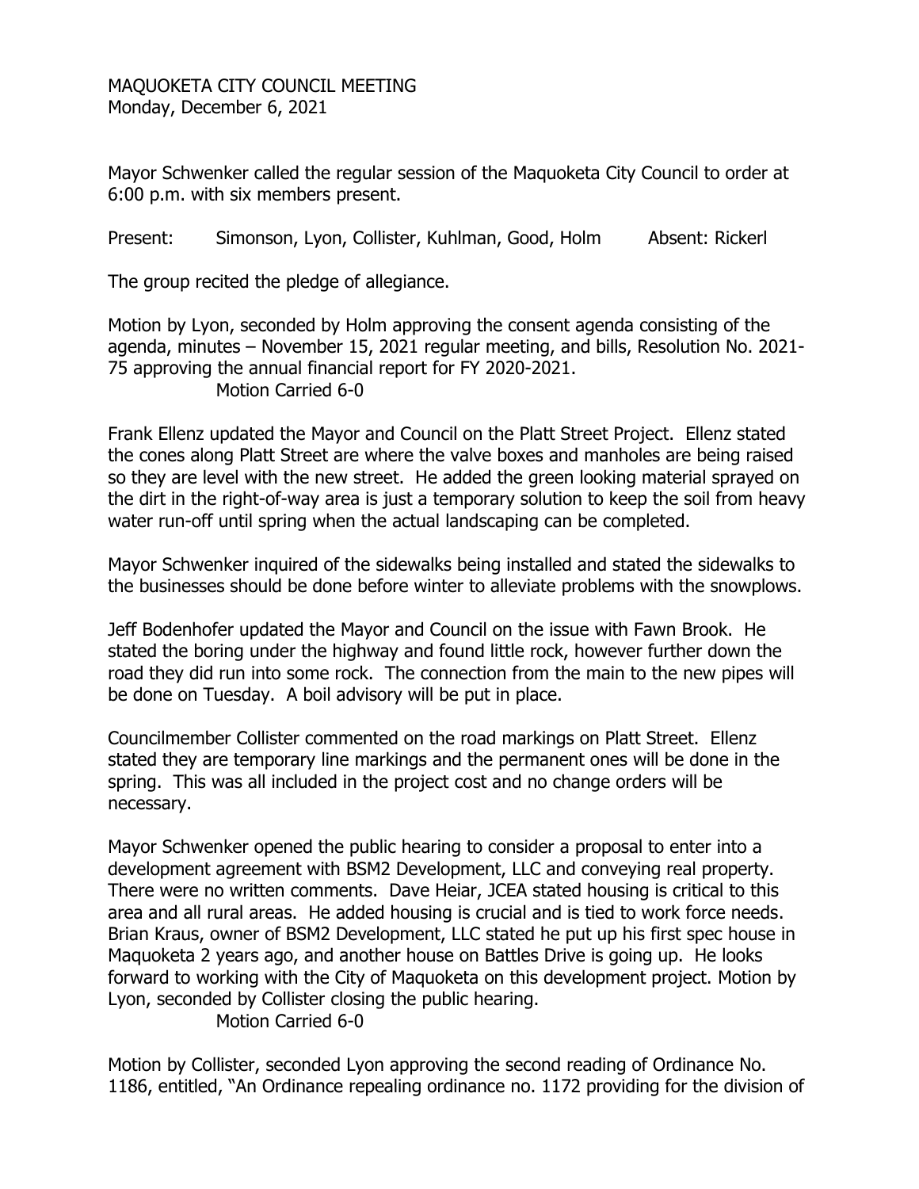MAQUOKETA CITY COUNCIL MEETING
Monday, December 6, 2021

Mayor Schwenker called the regular session of the Maquoketa City Council to order at 6:00 p.m. with six members present.

Present: Simonson, Lyon, Collister, Kuhlman, Good, Holm    Absent: Rickerl

The group recited the pledge of allegiance.

Motion by Lyon, seconded by Holm approving the consent agenda consisting of the agenda, minutes – November 15, 2021 regular meeting, and bills, Resolution No. 2021-75 approving the annual financial report for FY 2020-2021.
Motion Carried 6-0

Frank Ellenz updated the Mayor and Council on the Platt Street Project. Ellenz stated the cones along Platt Street are where the valve boxes and manholes are being raised so they are level with the new street. He added the green looking material sprayed on the dirt in the right-of-way area is just a temporary solution to keep the soil from heavy water run-off until spring when the actual landscaping can be completed.

Mayor Schwenker inquired of the sidewalks being installed and stated the sidewalks to the businesses should be done before winter to alleviate problems with the snowplows.

Jeff Bodenhofer updated the Mayor and Council on the issue with Fawn Brook. He stated the boring under the highway and found little rock, however further down the road they did run into some rock. The connection from the main to the new pipes will be done on Tuesday. A boil advisory will be put in place.

Councilmember Collister commented on the road markings on Platt Street. Ellenz stated they are temporary line markings and the permanent ones will be done in the spring. This was all included in the project cost and no change orders will be necessary.

Mayor Schwenker opened the public hearing to consider a proposal to enter into a development agreement with BSM2 Development, LLC and conveying real property. There were no written comments. Dave Heiar, JCEA stated housing is critical to this area and all rural areas. He added housing is crucial and is tied to work force needs. Brian Kraus, owner of BSM2 Development, LLC stated he put up his first spec house in Maquoketa 2 years ago, and another house on Battles Drive is going up. He looks forward to working with the City of Maquoketa on this development project. Motion by Lyon, seconded by Collister closing the public hearing.
Motion Carried 6-0

Motion by Collister, seconded Lyon approving the second reading of Ordinance No. 1186, entitled, "An Ordinance repealing ordinance no. 1172 providing for the division of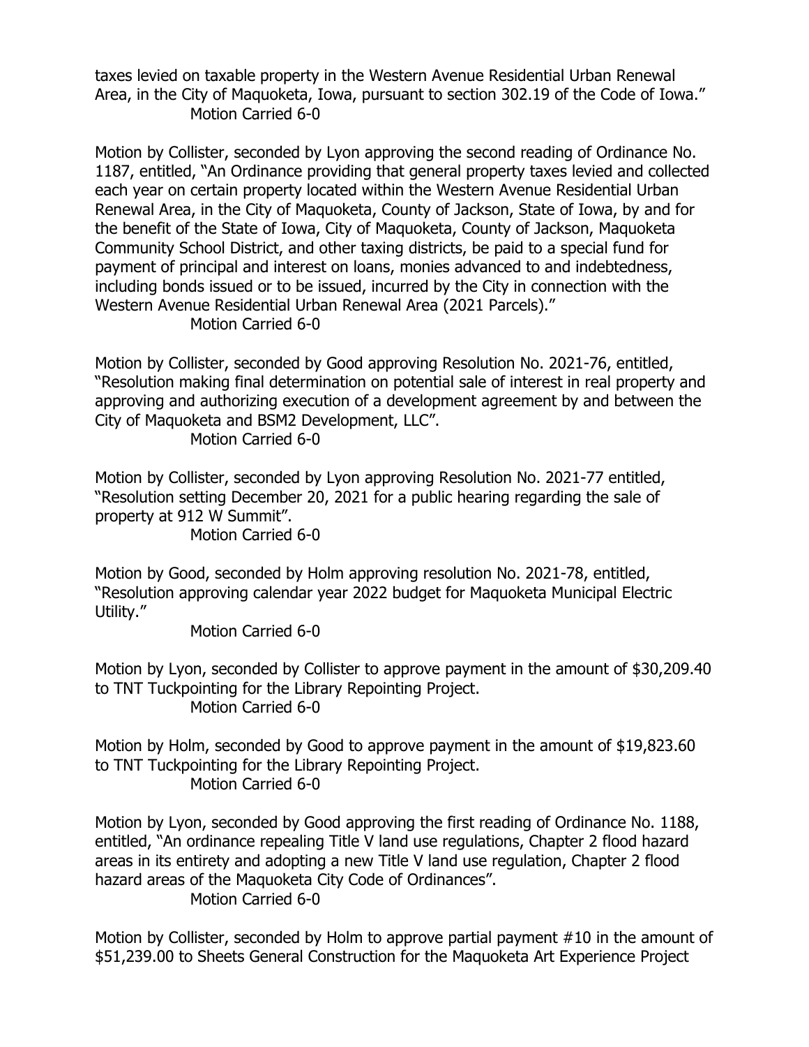taxes levied on taxable property in the Western Avenue Residential Urban Renewal Area, in the City of Maquoketa, Iowa, pursuant to section 302.19 of the Code of Iowa."
Motion Carried 6-0

Motion by Collister, seconded by Lyon approving the second reading of Ordinance No. 1187, entitled, "An Ordinance providing that general property taxes levied and collected each year on certain property located within the Western Avenue Residential Urban Renewal Area, in the City of Maquoketa, County of Jackson, State of Iowa, by and for the benefit of the State of Iowa, City of Maquoketa, County of Jackson, Maquoketa Community School District, and other taxing districts, be paid to a special fund for payment of principal and interest on loans, monies advanced to and indebtedness, including bonds issued or to be issued, incurred by the City in connection with the Western Avenue Residential Urban Renewal Area (2021 Parcels)."
Motion Carried 6-0

Motion by Collister, seconded by Good approving Resolution No. 2021-76, entitled, "Resolution making final determination on potential sale of interest in real property and approving and authorizing execution of a development agreement by and between the City of Maquoketa and BSM2 Development, LLC".
Motion Carried 6-0

Motion by Collister, seconded by Lyon approving Resolution No. 2021-77 entitled, "Resolution setting December 20, 2021 for a public hearing regarding the sale of property at 912 W Summit".
Motion Carried 6-0

Motion by Good, seconded by Holm approving resolution No. 2021-78, entitled, "Resolution approving calendar year 2022 budget for Maquoketa Municipal Electric Utility."
Motion Carried 6-0

Motion by Lyon, seconded by Collister to approve payment in the amount of $30,209.40 to TNT Tuckpointing for the Library Repointing Project.
Motion Carried 6-0

Motion by Holm, seconded by Good to approve payment in the amount of $19,823.60 to TNT Tuckpointing for the Library Repointing Project.
Motion Carried 6-0

Motion by Lyon, seconded by Good approving the first reading of Ordinance No. 1188, entitled, "An ordinance repealing Title V land use regulations, Chapter 2 flood hazard areas in its entirety and adopting a new Title V land use regulation, Chapter 2 flood hazard areas of the Maquoketa City Code of Ordinances".
Motion Carried 6-0

Motion by Collister, seconded by Holm to approve partial payment #10 in the amount of $51,239.00 to Sheets General Construction for the Maquoketa Art Experience Project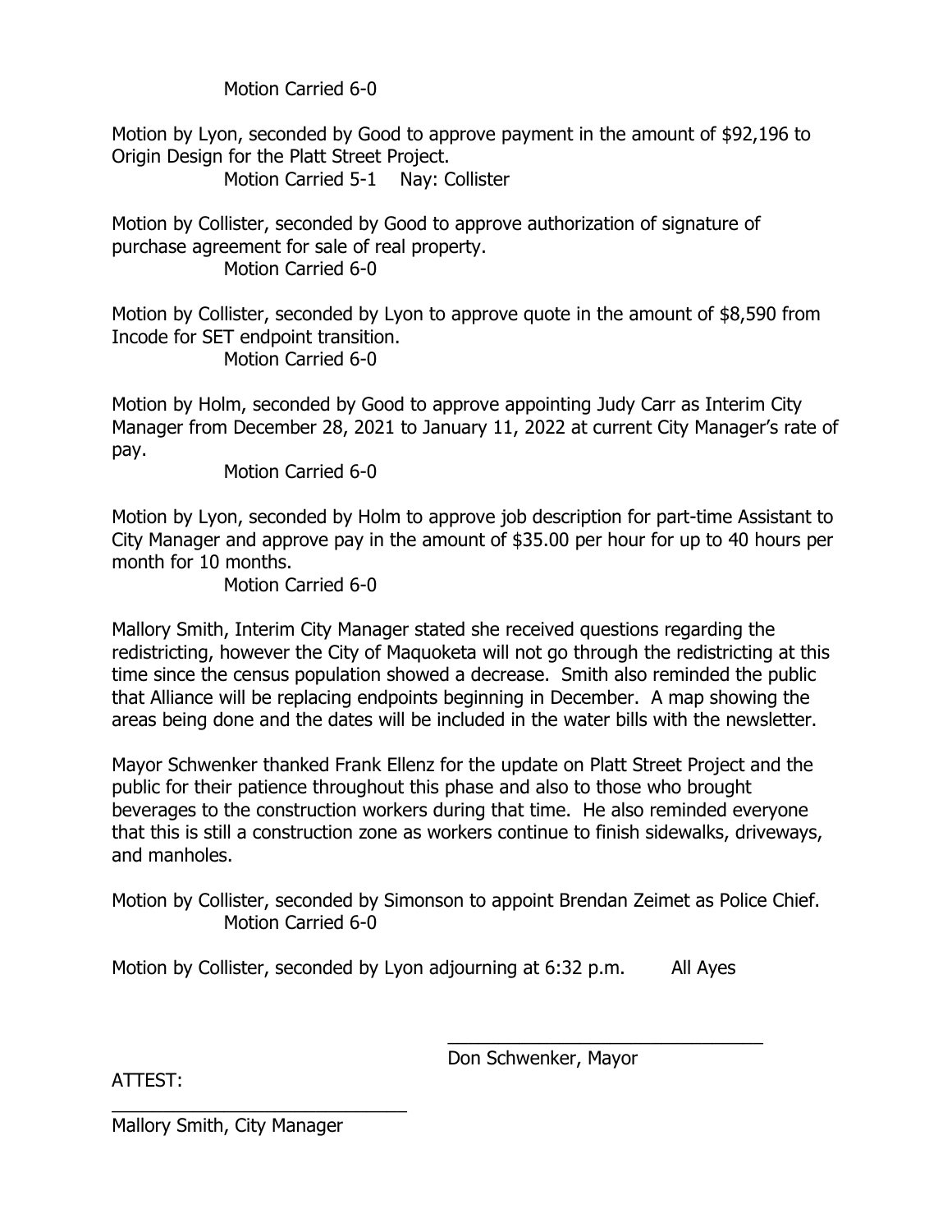Motion Carried 6-0

Motion by Lyon, seconded by Good to approve payment in the amount of $92,196 to Origin Design for the Platt Street Project.

Motion Carried 5-1  Nay: Collister

Motion by Collister, seconded by Good to approve authorization of signature of purchase agreement for sale of real property.

Motion Carried 6-0

Motion by Collister, seconded by Lyon to approve quote in the amount of $8,590 from Incode for SET endpoint transition.

Motion Carried 6-0

Motion by Holm, seconded by Good to approve appointing Judy Carr as Interim City Manager from December 28, 2021 to January 11, 2022 at current City Manager's rate of pay.

Motion Carried 6-0

Motion by Lyon, seconded by Holm to approve job description for part-time Assistant to City Manager and approve pay in the amount of $35.00 per hour for up to 40 hours per month for 10 months.

Motion Carried 6-0

Mallory Smith, Interim City Manager stated she received questions regarding the redistricting, however the City of Maquoketa will not go through the redistricting at this time since the census population showed a decrease. Smith also reminded the public that Alliance will be replacing endpoints beginning in December. A map showing the areas being done and the dates will be included in the water bills with the newsletter.

Mayor Schwenker thanked Frank Ellenz for the update on Platt Street Project and the public for their patience throughout this phase and also to those who brought beverages to the construction workers during that time. He also reminded everyone that this is still a construction zone as workers continue to finish sidewalks, driveways, and manholes.

Motion by Collister, seconded by Simonson to appoint Brendan Zeimet as Police Chief.

Motion Carried 6-0

Motion by Collister, seconded by Lyon adjourning at 6:32 p.m.  All Ayes

\_\_\_\_\_\_\_\_\_\_\_\_\_\_\_\_\_\_\_\_\_\_\_\_\_\_\_\_\_\_
Don Schwenker, Mayor

ATTEST:

\_\_\_\_\_\_\_\_\_\_\_\_\_\_\_\_\_\_\_\_\_\_\_\_\_\_\_\_\_\_
Mallory Smith, City Manager